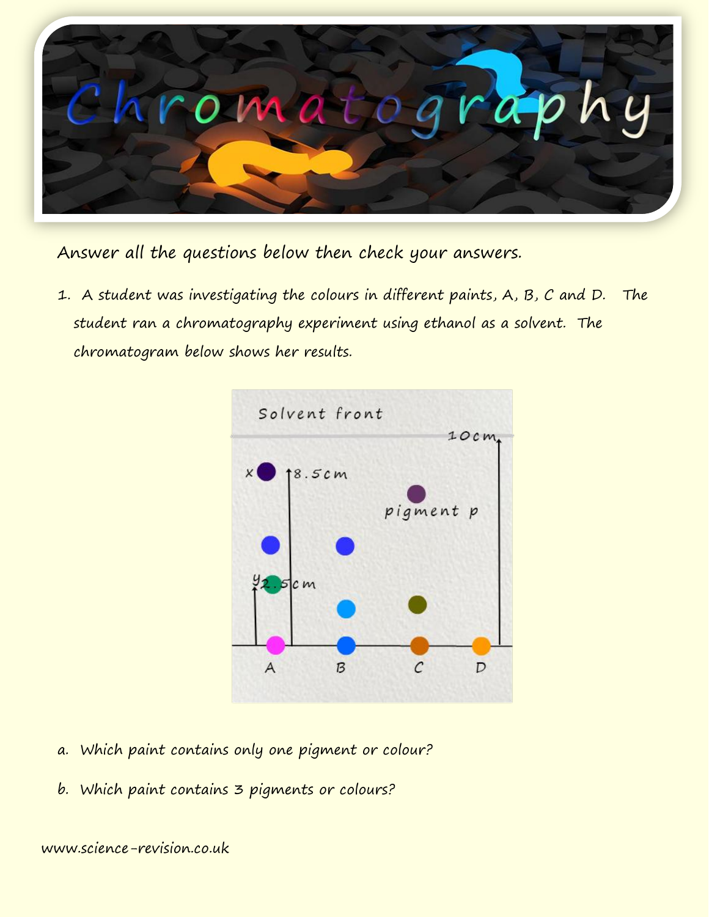# Chromatography

Answer all the questions below then check your answers.

1. A student was investigating the colours in different paints, A, B, C and D. The student ran a chromatography experiment using ethanol as a solvent. The chromatogram below shows her results.

   a. Which paint contains only one pigment or colour?

   b. Which paint contains 3 pigments or colours?

www.science-revision.co.uk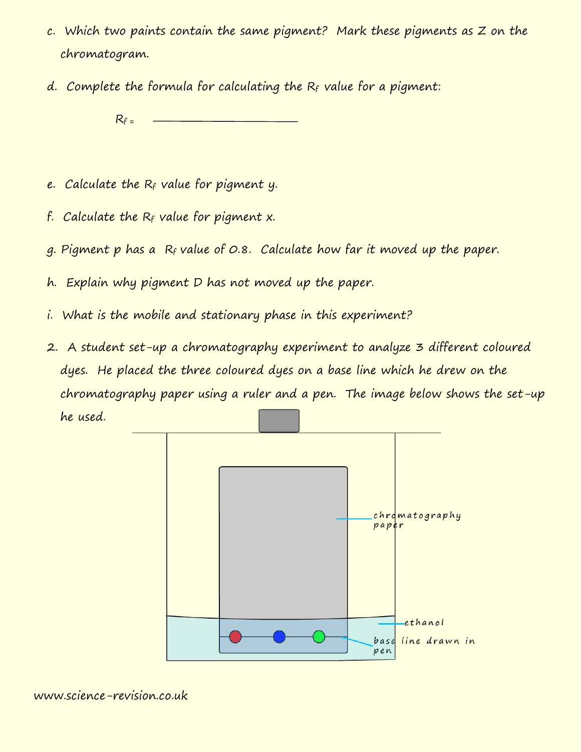c. Which two paints contain the same pigment? Mark these pigments as Z on the chromatogram.

d. Complete the formula for calculating the $R_f$ value for a pigment:

$R_f =$ ____________________

e. Calculate the $R_f$ value for pigment y.

f. Calculate the $R_f$ value for pigment x.

g. Pigment p has a $R_f$ value of 0.8. Calculate how far it moved up the paper.

h. Explain why pigment D has not moved up the paper.

i. What is the mobile and stationary phase in this experiment?

2. A student set-up a chromatography experiment to analyze 3 different coloured dyes. He placed the three coloured dyes on a base line which he drew on the chromatography paper using a ruler and a pen. The image below shows the set-up he used.

chromatography paper

ethanol

base line drawn in pen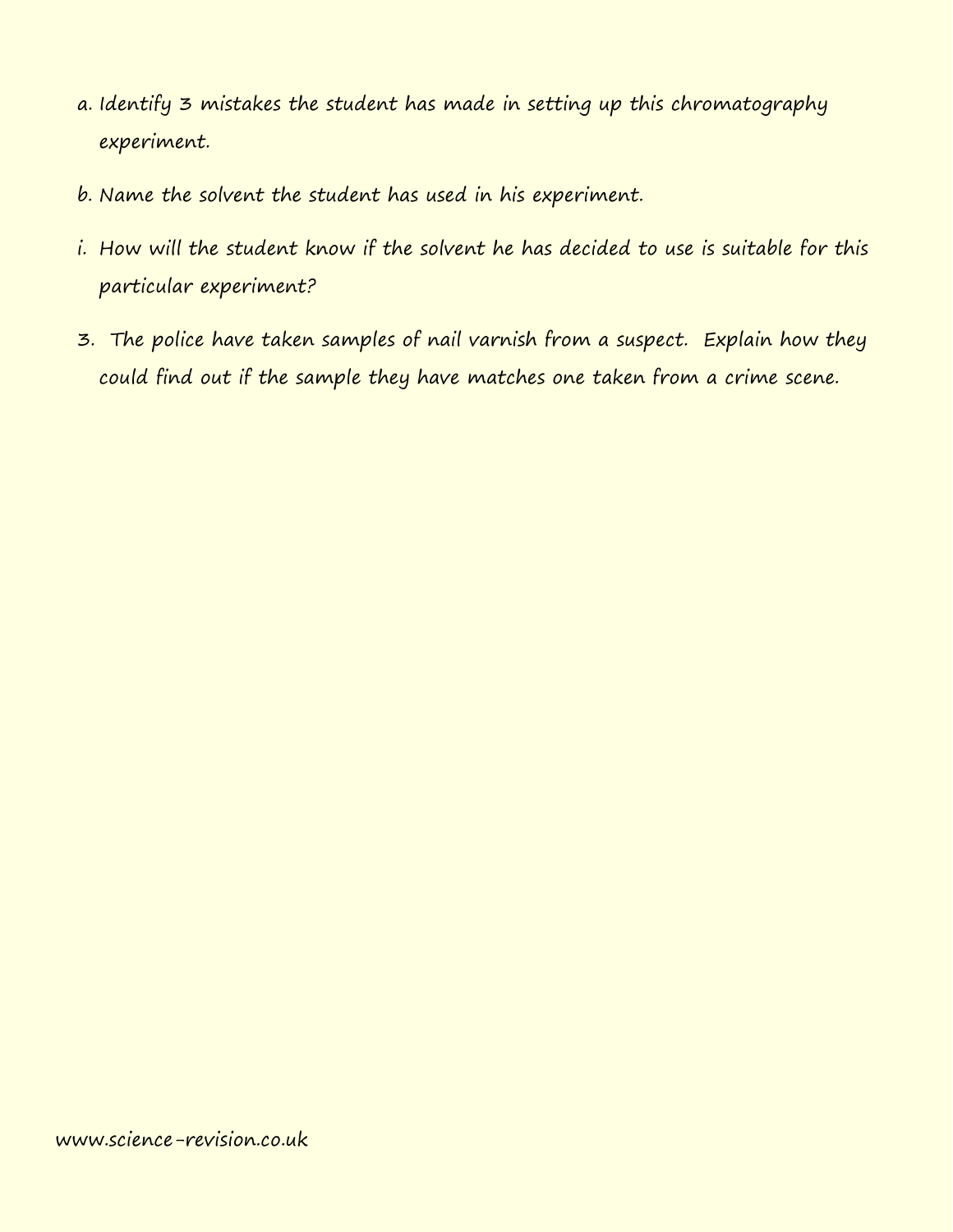a. Identify 3 mistakes the student has made in setting up this chromatography experiment.

b. Name the solvent the student has used in his experiment.

i. How will the student know if the solvent he has decided to use is suitable for this particular experiment?

3. The police have taken samples of nail varnish from a suspect. Explain how they could find out if the sample they have matches one taken from a crime scene.

www.science-revision.co.uk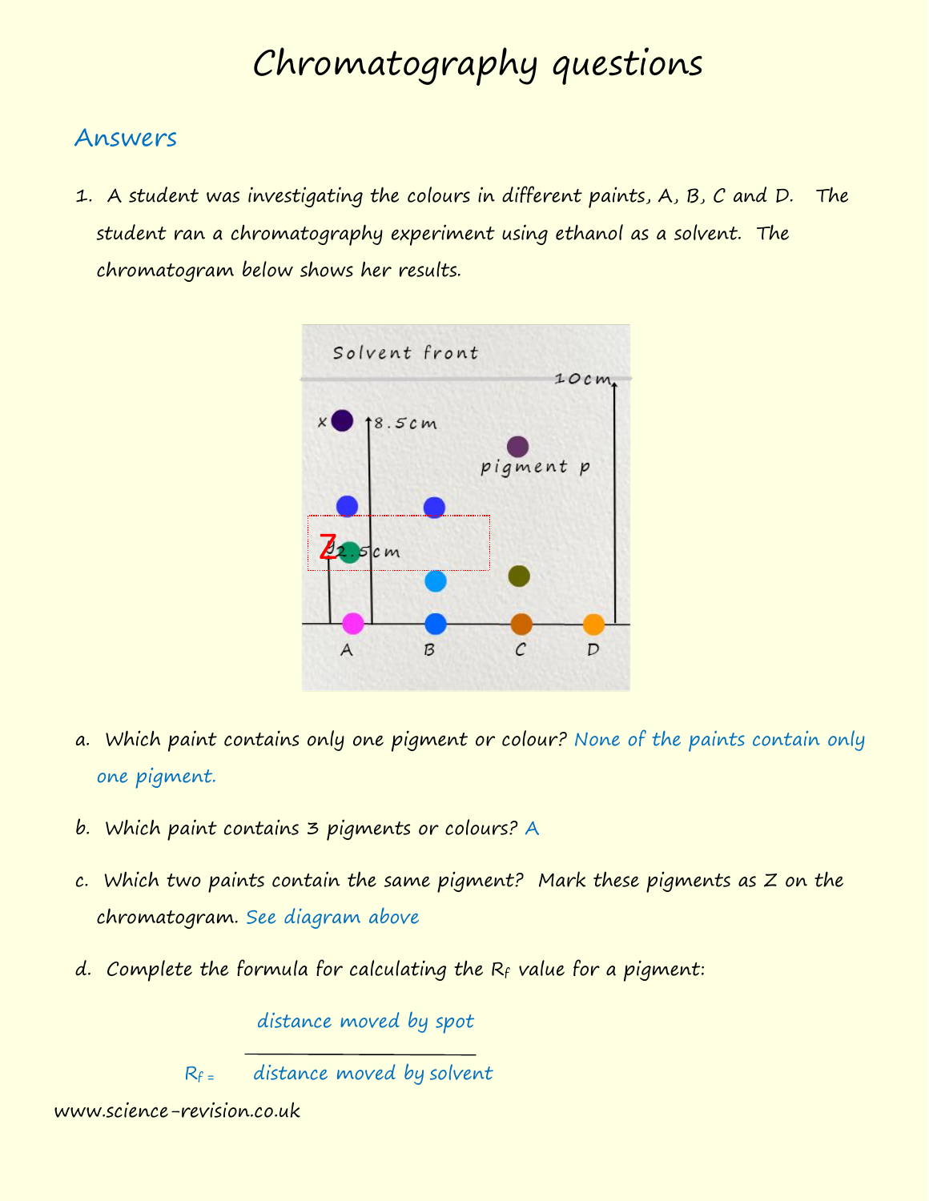# Chromatography questions

## Answers

1. A student was investigating the colours in different paints, A, B, C and D. The student ran a chromatography experiment using ethanol as a solvent. The chromatogram below shows her results.

   a. Which paint contains only one pigment or colour? None of the paints contain only one pigment.

   b. Which paint contains 3 pigments or colours? A

   c. Which two paints contain the same pigment? Mark these pigments as Z on the chromatogram. See diagram above

   d. Complete the formula for calculating the $R_f$ value for a pigment:

$$R_f = \frac{\text{distance moved by spot}}{\text{distance moved by solvent}}$$

www.science-revision.co.uk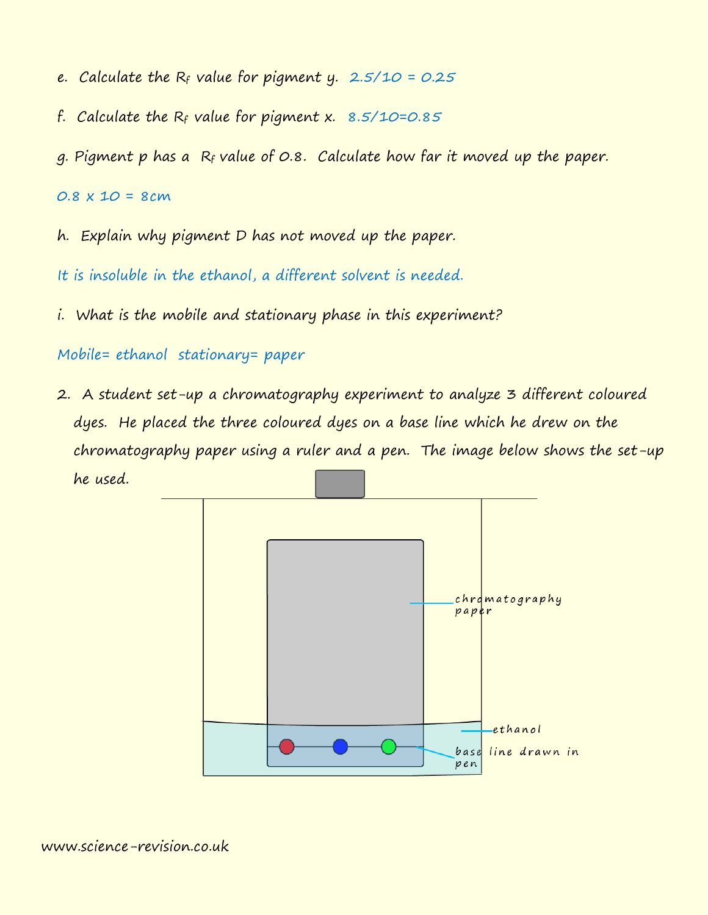e. Calculate the $R_f$ value for pigment y. 2.5/10 = 0.25

f. Calculate the $R_f$ value for pigment x. 8.5/10=0.85

g. Pigment p has a $R_f$ value of 0.8. Calculate how far it moved up the paper.

0.8 x 10 = 8cm

h. Explain why pigment D has not moved up the paper.

It is insoluble in the ethanol, a different solvent is needed.

i. What is the mobile and stationary phase in this experiment?

Mobile= ethanol stationary= paper

2. A student set-up a chromatography experiment to analyze 3 different coloured dyes. He placed the three coloured dyes on a base line which he drew on the chromatography paper using a ruler and a pen. The image below shows the set-up he used.

chromatography paper

ethanol

base line drawn in pen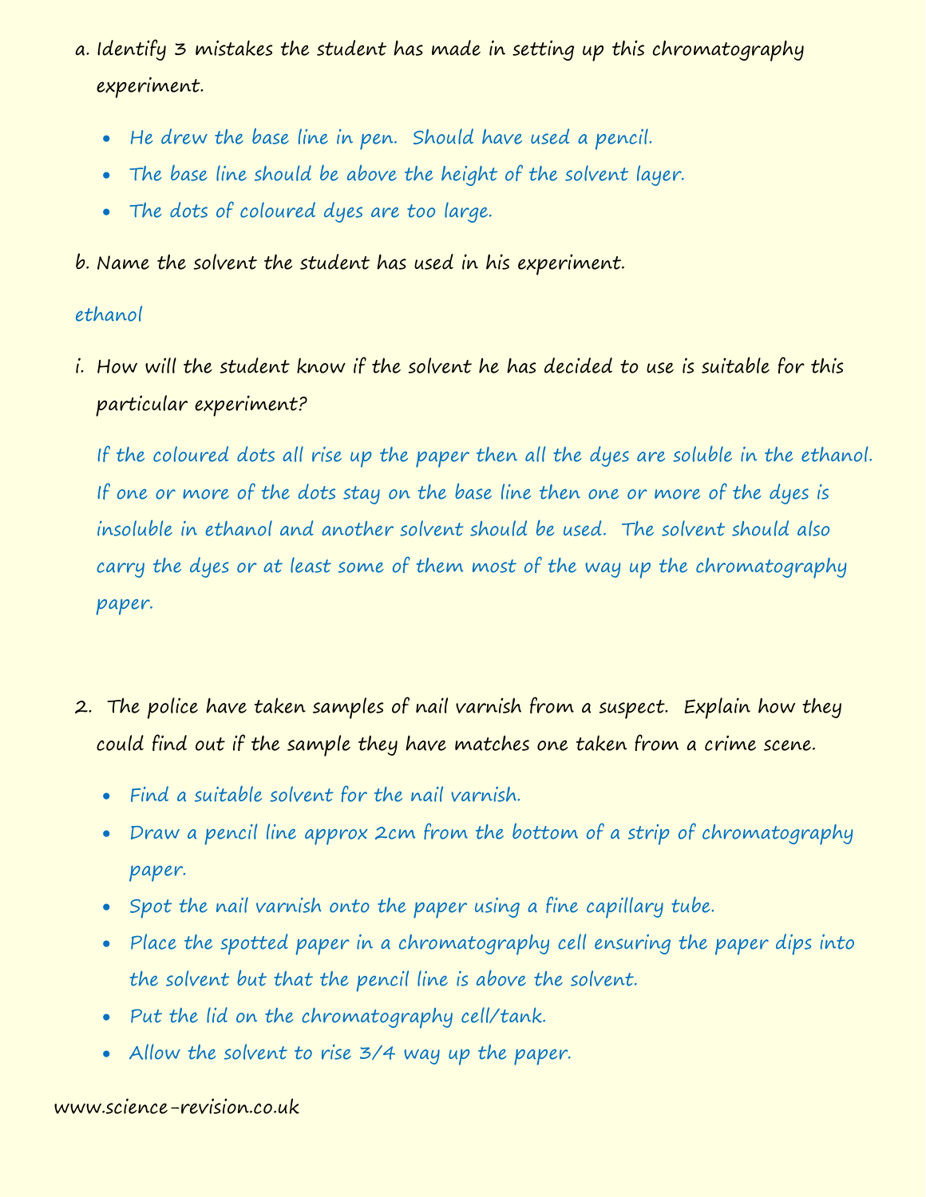a. Identify 3 mistakes the student has made in setting up this chromatography experiment.

- He drew the base line in pen. Should have used a pencil.
- The base line should be above the height of the solvent layer.
- The dots of coloured dyes are too large.

b. Name the solvent the student has used in his experiment.

ethanol

i. How will the student know if the solvent he has decided to use is suitable for this particular experiment?

If the coloured dots all rise up the paper then all the dyes are soluble in the ethanol. If one or more of the dots stay on the base line then one or more of the dyes is insoluble in ethanol and another solvent should be used. The solvent should also carry the dyes or at least some of them most of the way up the chromatography paper.

2. The police have taken samples of nail varnish from a suspect. Explain how they could find out if the sample they have matches one taken from a crime scene.

- Find a suitable solvent for the nail varnish.
- Draw a pencil line approx 2cm from the bottom of a strip of chromatography paper.
- Spot the nail varnish onto the paper using a fine capillary tube.
- Place the spotted paper in a chromatography cell ensuring the paper dips into the solvent but that the pencil line is above the solvent.
- Put the lid on the chromatography cell/tank.
- Allow the solvent to rise 3/4 way up the paper.

www.science-revision.co.uk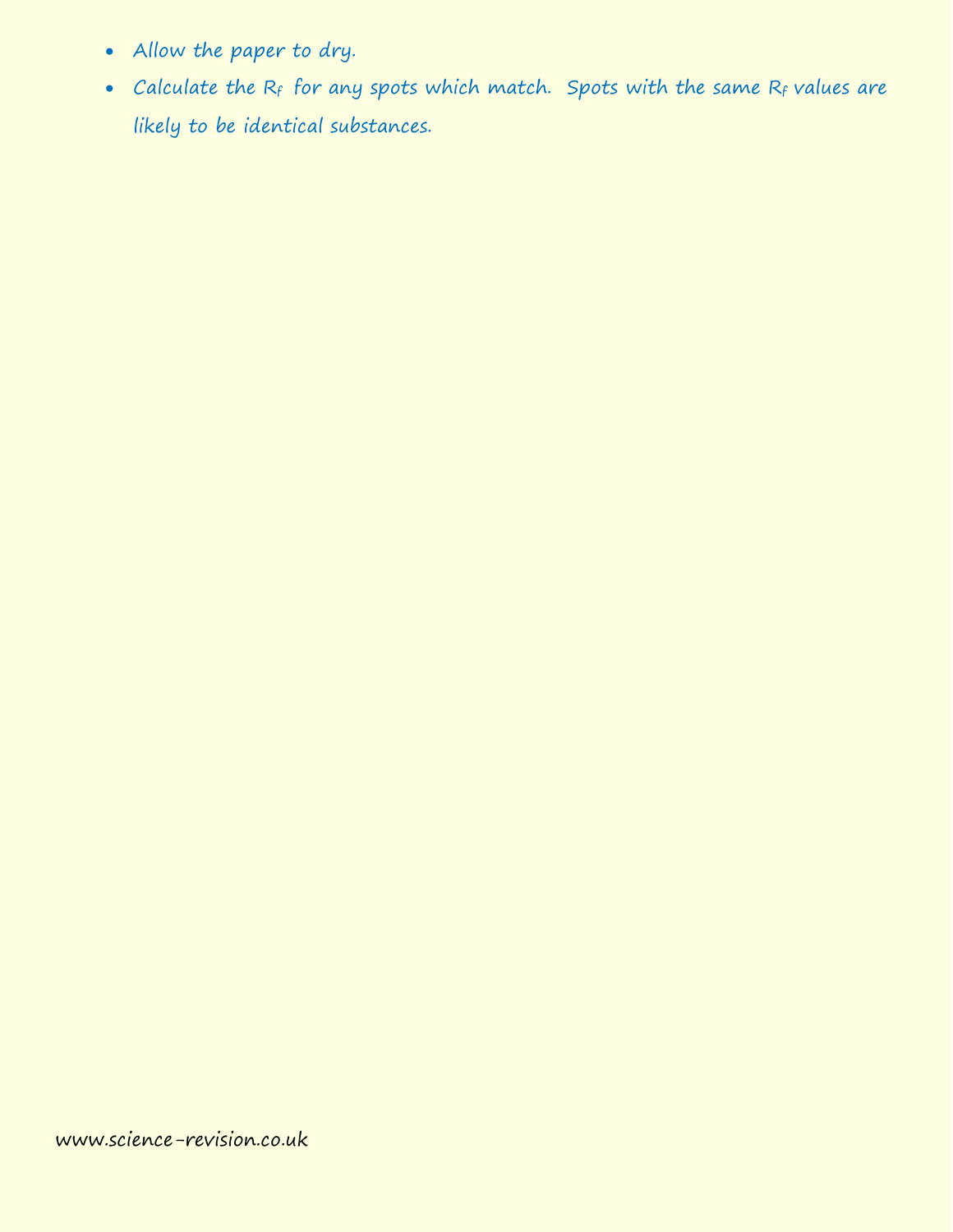- Allow the paper to dry.
- Calculate the $R_f$ for any spots which match. Spots with the same $R_f$ values are likely to be identical substances.